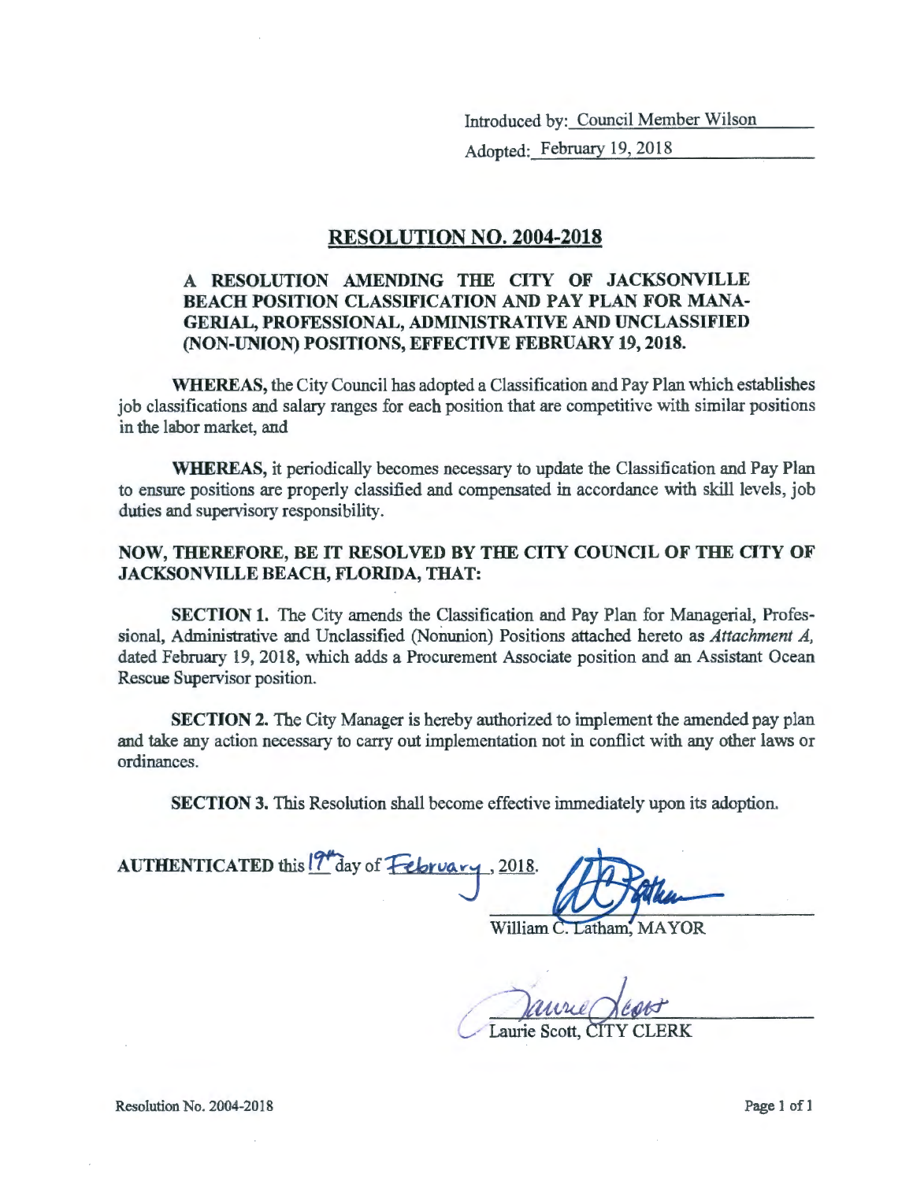Introduced by: Council Member Wilson

Adopted: February 19, 2018

## RESOLUTION NO. 2004-2018

**A RESOLUTION AMENDING THE CITY OF JACKSONVILLE BEACH POSITION CLASSIFICATION AND PAY PLAN FOR MANAGERIAL, PROFESSIONAL, ADMINISTRATIVE AND UNCLASSIFIED (NON-UNION) POSITIONS, EFFECTIVE FEBRUARY 19, 2018.**

**WHEREAS,** the City Council has adopted a Classification and Pay Plan which establishes job classifications and salary ranges for each position that are competitive with similar positions in the labor market, and

**WHEREAS,** it periodically becomes necessary to update the Classification and Pay Plan to ensure positions are properly classified and compensated in accordance with skill levels, job duties and supervisory responsibility.

**NOW, THEREFORE, BE IT RESOLVED BY THE CITY COUNCIL OF THE CITY OF JACKSONVILLE BEACH, FLORIDA, THAT:**

**SECTION 1.** The City amends the Classification and Pay Plan for Managerial, Professional, Administrative and Unclassified (Nonunion) Positions attached hereto as *Attachment A,* dated February 19, 2018, which adds a Procurement Associate position and an Assistant Ocean Rescue Supervisor position.

**SECTION 2.** The City Manager is hereby authorized to implement the amended pay plan and take any action necessary to carry out implementation not in conflict with any other laws or ordinances.

**SECTION 3.** This Resolution shall become effective immediately upon its adoption.

**AUTHENTICATED** this 19th day of February, 2018.

William C. Latham, MAYOR

Laurie Scott, CITY CLERK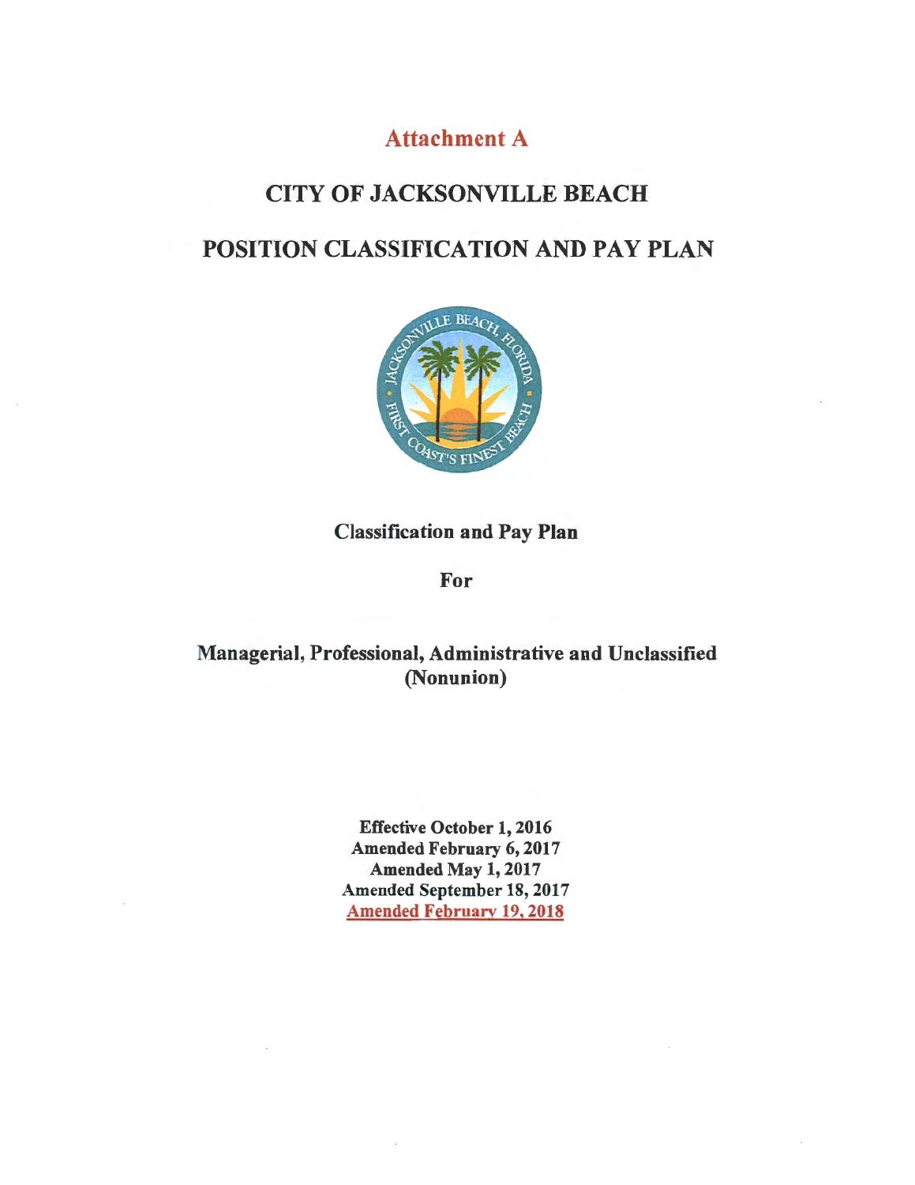# Attachment A

# CITY OF JACKSONVILLE BEACH

# POSITION CLASSIFICATION AND PAY PLAN

## Classification and Pay Plan

**For**

**Managerial, Professional, Administrative and Unclassified (Nonunion)**

**Effective October 1, 2016**
**Amended February 6, 2017**
**Amended May 1, 2017**
**Amended September 18, 2017**
**Amended February 19, 2018**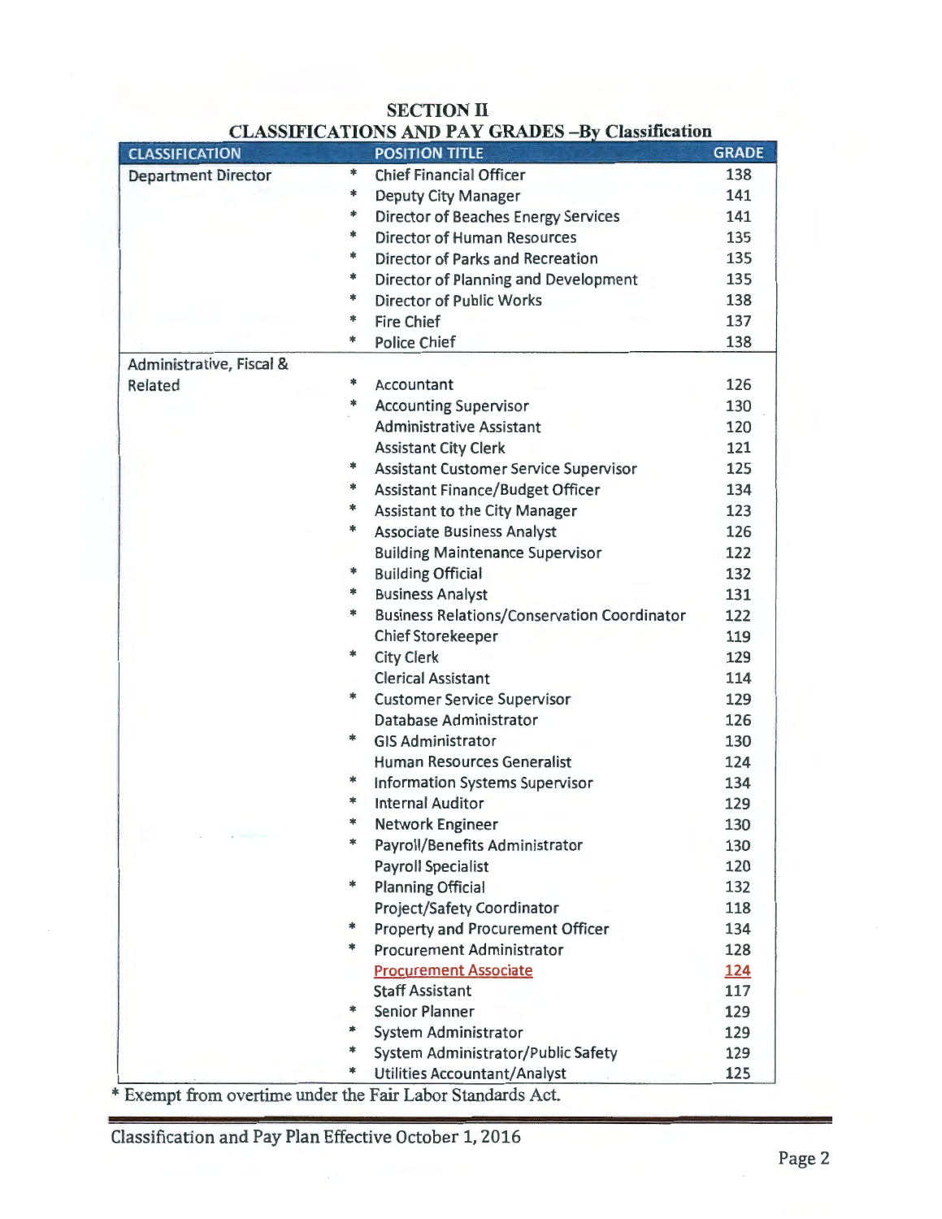# SECTION II

## CLASSIFICATIONS AND PAY GRADES –By Classification

| CLASSIFICATION | | POSITION TITLE | GRADE |
|---|---|---|---|
| Department Director | * | Chief Financial Officer | 138 |
| | * | Deputy City Manager | 141 |
| | * | Director of Beaches Energy Services | 141 |
| | * | Director of Human Resources | 135 |
| | * | Director of Parks and Recreation | 135 |
| | * | Director of Planning and Development | 135 |
| | * | Director of Public Works | 138 |
| | * | Fire Chief | 137 |
| | * | Police Chief | 138 |
| Administrative, Fiscal & Related | * | Accountant | 126 |
| | * | Accounting Supervisor | 130 |
| | | Administrative Assistant | 120 |
| | | Assistant City Clerk | 121 |
| | * | Assistant Customer Service Supervisor | 125 |
| | * | Assistant Finance/Budget Officer | 134 |
| | * | Assistant to the City Manager | 123 |
| | * | Associate Business Analyst | 126 |
| | | Building Maintenance Supervisor | 122 |
| | * | Building Official | 132 |
| | * | Business Analyst | 131 |
| | * | Business Relations/Conservation Coordinator | 122 |
| | | Chief Storekeeper | 119 |
| | * | City Clerk | 129 |
| | | Clerical Assistant | 114 |
| | * | Customer Service Supervisor | 129 |
| | | Database Administrator | 126 |
| | * | GIS Administrator | 130 |
| | | Human Resources Generalist | 124 |
| | * | Information Systems Supervisor | 134 |
| | * | Internal Auditor | 129 |
| | * | Network Engineer | 130 |
| | * | Payroll/Benefits Administrator | 130 |
| | | Payroll Specialist | 120 |
| | * | Planning Official | 132 |
| | | Project/Safety Coordinator | 118 |
| | * | Property and Procurement Officer | 134 |
| | * | Procurement Administrator | 128 |
| | | Procurement Associate | 124 |
| | | Staff Assistant | 117 |
| | * | Senior Planner | 129 |
| | * | System Administrator | 129 |
| | * | System Administrator/Public Safety | 129 |
| | * | Utilities Accountant/Analyst | 125 |

* Exempt from overtime under the Fair Labor Standards Act.

Classification and Pay Plan Effective October 1, 2016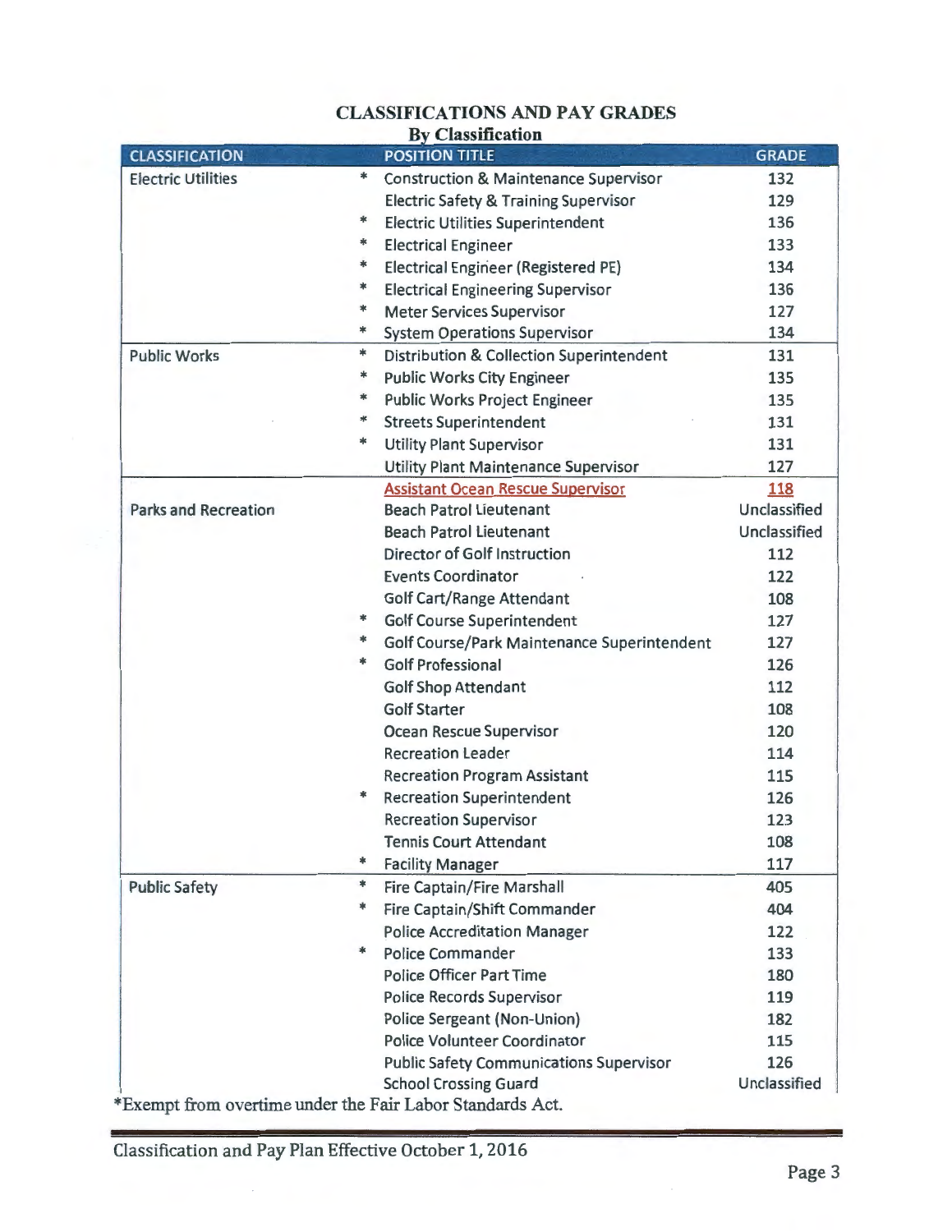# CLASSIFICATIONS AND PAY GRADES

## By Classification

| CLASSIFICATION | | POSITION TITLE | GRADE |
|---|---|---|---|
| Electric Utilities | * | Construction & Maintenance Supervisor | 132 |
| | | Electric Safety & Training Supervisor | 129 |
| | * | Electric Utilities Superintendent | 136 |
| | * | Electrical Engineer | 133 |
| | * | Electrical Engineer (Registered PE) | 134 |
| | * | Electrical Engineering Supervisor | 136 |
| | * | Meter Services Supervisor | 127 |
| | * | System Operations Supervisor | 134 |
| Public Works | * | Distribution & Collection Superintendent | 131 |
| | * | Public Works City Engineer | 135 |
| | * | Public Works Project Engineer | 135 |
| | * | Streets Superintendent | 131 |
| | * | Utility Plant Supervisor | 131 |
| | | Utility Plant Maintenance Supervisor | 127 |
| | | Assistant Ocean Rescue Supervisor | 118 |
| Parks and Recreation | | Beach Patrol Lieutenant | Unclassified |
| | | Beach Patrol Lieutenant | Unclassified |
| | | Director of Golf Instruction | 112 |
| | | Events Coordinator | 122 |
| | | Golf Cart/Range Attendant | 108 |
| | * | Golf Course Superintendent | 127 |
| | * | Golf Course/Park Maintenance Superintendent | 127 |
| | * | Golf Professional | 126 |
| | | Golf Shop Attendant | 112 |
| | | Golf Starter | 108 |
| | | Ocean Rescue Supervisor | 120 |
| | | Recreation Leader | 114 |
| | | Recreation Program Assistant | 115 |
| | * | Recreation Superintendent | 126 |
| | | Recreation Supervisor | 123 |
| | | Tennis Court Attendant | 108 |
| | * | Facility Manager | 117 |
| Public Safety | * | Fire Captain/Fire Marshall | 405 |
| | * | Fire Captain/Shift Commander | 404 |
| | | Police Accreditation Manager | 122 |
| | * | Police Commander | 133 |
| | | Police Officer Part Time | 180 |
| | | Police Records Supervisor | 119 |
| | | Police Sergeant (Non-Union) | 182 |
| | | Police Volunteer Coordinator | 115 |
| | | Public Safety Communications Supervisor | 126 |
| | | School Crossing Guard | Unclassified |

*Exempt from overtime under the Fair Labor Standards Act.

Classification and Pay Plan Effective October 1, 2016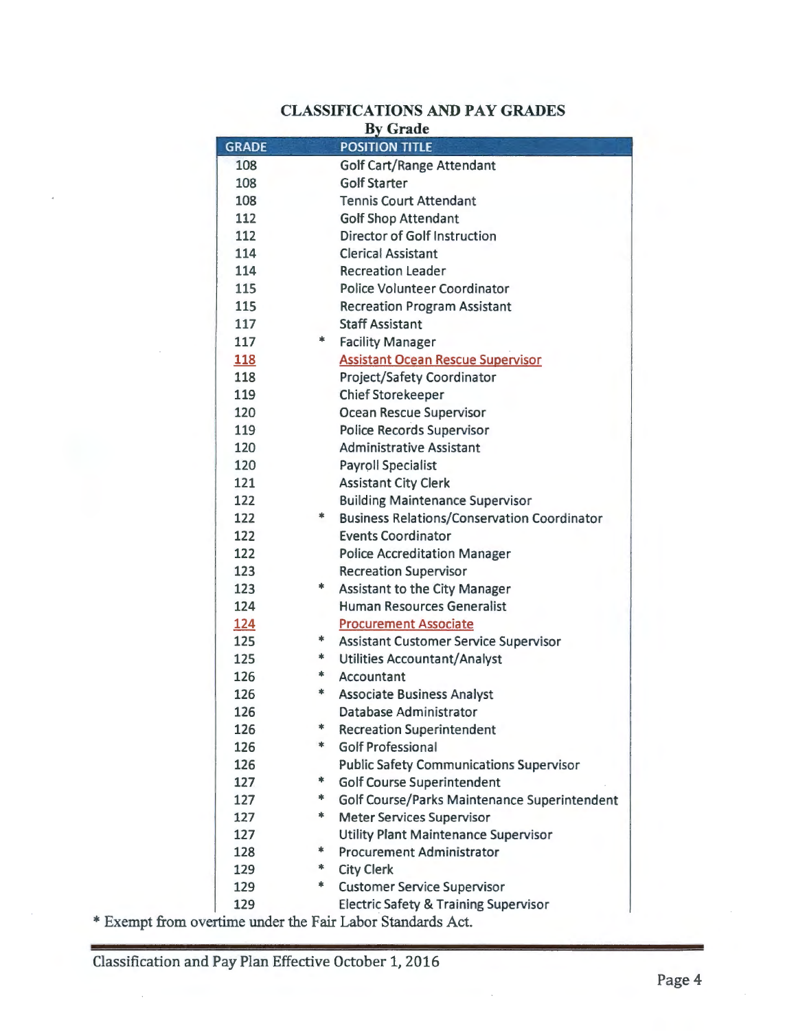## CLASSIFICATIONS AND PAY GRADES

### By Grade

| GRADE | | POSITION TITLE |
|---|---|---|
| 108 | | Golf Cart/Range Attendant |
| 108 | | Golf Starter |
| 108 | | Tennis Court Attendant |
| 112 | | Golf Shop Attendant |
| 112 | | Director of Golf Instruction |
| 114 | | Clerical Assistant |
| 114 | | Recreation Leader |
| 115 | | Police Volunteer Coordinator |
| 115 | | Recreation Program Assistant |
| 117 | | Staff Assistant |
| 117 | * | Facility Manager |
| 118 | | Assistant Ocean Rescue Supervisor |
| 118 | | Project/Safety Coordinator |
| 119 | | Chief Storekeeper |
| 120 | | Ocean Rescue Supervisor |
| 119 | | Police Records Supervisor |
| 120 | | Administrative Assistant |
| 120 | | Payroll Specialist |
| 121 | | Assistant City Clerk |
| 122 | | Building Maintenance Supervisor |
| 122 | * | Business Relations/Conservation Coordinator |
| 122 | | Events Coordinator |
| 122 | | Police Accreditation Manager |
| 123 | | Recreation Supervisor |
| 123 | * | Assistant to the City Manager |
| 124 | | Human Resources Generalist |
| 124 | | Procurement Associate |
| 125 | * | Assistant Customer Service Supervisor |
| 125 | * | Utilities Accountant/Analyst |
| 126 | * | Accountant |
| 126 | * | Associate Business Analyst |
| 126 | | Database Administrator |
| 126 | * | Recreation Superintendent |
| 126 | * | Golf Professional |
| 126 | | Public Safety Communications Supervisor |
| 127 | * | Golf Course Superintendent |
| 127 | * | Golf Course/Parks Maintenance Superintendent |
| 127 | * | Meter Services Supervisor |
| 127 | | Utility Plant Maintenance Supervisor |
| 128 | * | Procurement Administrator |
| 129 | * | City Clerk |
| 129 | * | Customer Service Supervisor |
| 129 | | Electric Safety & Training Supervisor |

* Exempt from overtime under the Fair Labor Standards Act.

Classification and Pay Plan Effective October 1, 2016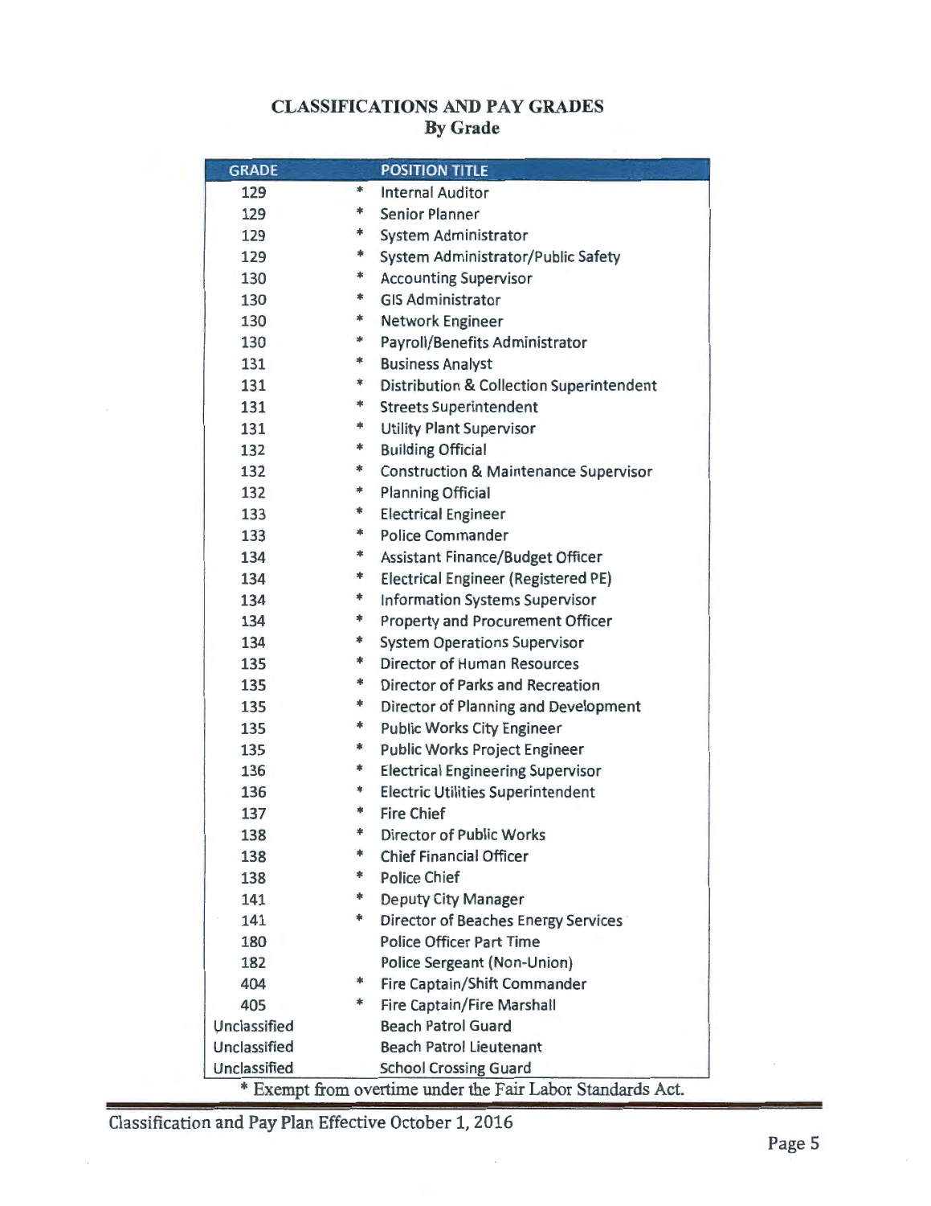## CLASSIFICATIONS AND PAY GRADES
### By Grade

| GRADE | | POSITION TITLE |
|---|---|---|
| 129 | * | Internal Auditor |
| 129 | * | Senior Planner |
| 129 | * | System Administrator |
| 129 | * | System Administrator/Public Safety |
| 130 | * | Accounting Supervisor |
| 130 | * | GIS Administrator |
| 130 | * | Network Engineer |
| 130 | * | Payroll/Benefits Administrator |
| 131 | * | Business Analyst |
| 131 | * | Distribution & Collection Superintendent |
| 131 | * | Streets Superintendent |
| 131 | * | Utility Plant Supervisor |
| 132 | * | Building Official |
| 132 | * | Construction & Maintenance Supervisor |
| 132 | * | Planning Official |
| 133 | * | Electrical Engineer |
| 133 | * | Police Commander |
| 134 | * | Assistant Finance/Budget Officer |
| 134 | * | Electrical Engineer (Registered PE) |
| 134 | * | Information Systems Supervisor |
| 134 | * | Property and Procurement Officer |
| 134 | * | System Operations Supervisor |
| 135 | * | Director of Human Resources |
| 135 | * | Director of Parks and Recreation |
| 135 | * | Director of Planning and Development |
| 135 | * | Public Works City Engineer |
| 135 | * | Public Works Project Engineer |
| 136 | * | Electrical Engineering Supervisor |
| 136 | * | Electric Utilities Superintendent |
| 137 | * | Fire Chief |
| 138 | * | Director of Public Works |
| 138 | * | Chief Financial Officer |
| 138 | * | Police Chief |
| 141 | * | Deputy City Manager |
| 141 | * | Director of Beaches Energy Services |
| 180 | | Police Officer Part Time |
| 182 | | Police Sergeant (Non-Union) |
| 404 | * | Fire Captain/Shift Commander |
| 405 | * | Fire Captain/Fire Marshall |
| Unclassified | | Beach Patrol Guard |
| Unclassified | | Beach Patrol Lieutenant |
| Unclassified | | School Crossing Guard |

* Exempt from overtime under the Fair Labor Standards Act.

Classification and Pay Plan Effective October 1, 2016